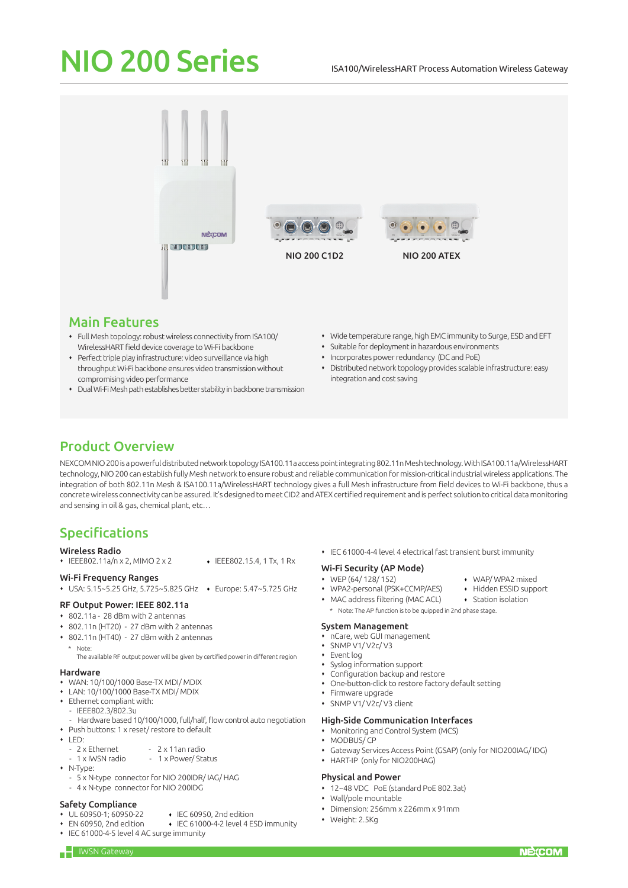# NIO 200 Series

ISA100/WirelessHART Process Automation Wireless Gateway

NIO 200 C1D2

NIO 200 ATEX

## Main Features

- Full Mesh topology: robust wireless connectivity from ISA100/ WirelessHART field device coverage to Wi-Fi backbone
- Perfect triple play infrastructure: video surveillance via high throughput Wi-Fi backbone ensures video transmission without compromising video performance
- Dual Wi-Fi Mesh path establishes better stability in backbone transmission
- Wide temperature range, high EMC immunity to Surge, ESD and EFT
- Suitable for deployment in hazardous environments
- Incorporates power redundancy (DC and PoE)
- Distributed network topology provides scalable infrastructure: easy integration and cost saving

## Product Overview

NEXCOM NIO 200 is a powerful distributed network topology ISA100.11a access point integrating 802.11n Mesh technology. With ISA100.11a/WirelessHART technology, NIO 200 can establish fully Mesh network to ensure robust and reliable communication for mission-critical industrial wireless applications. The integration of both 802.11n Mesh & ISA100.11a/WirelessHART technology gives a full Mesh infrastructure from field devices to Wi-Fi backbone, thus a concrete wireless connectivity can be assured. It's designed to meet CID2 and ATEX certified requirement and is perfect solution to critical data monitoring and sensing in oil & gas, chemical plant, etc…

## Specifications

### Wireless Radio
- IEEE802.11a/n x 2, MIMO 2 x 2
- IEEE802.15.4, 1 Tx, 1 Rx

### Wi-Fi Frequency Ranges
- USA: 5.15~5.25 GHz, 5.725~5.825 GHz
- Europe: 5.47~5.725 GHz

### RF Output Power: IEEE 802.11a
- 802.11a - 28 dBm with 2 antennas
- 802.11n (HT20) - 27 dBm with 2 antennas
- 802.11n (HT40) - 27 dBm with 2 antennas

\* Note:
The available RF output power will be given by certified power in different region

### Hardware
- WAN: 10/100/1000 Base-TX MDI/ MDIX
- LAN: 10/100/1000 Base-TX MDI/ MDIX
- Ethernet compliant with:
  - IEEE802.3/802.3u
  - Hardware based 10/100/1000, full/half, flow control auto negotiation
- Push buttons: 1 x reset/ restore to default
- LED:
  - 2 x Ethernet
  - 1 x IWSN radio
  - 2 x 11an radio
  - 1 x Power/ Status
- N-Type:
  - 5 x N-type connector for NIO 200IDR/ IAG/ HAG
  - 4 x N-type connector for NIO 200IDG

### Safety Compliance
- UL 60950-1; 60950-22
- EN 60950, 2nd edition
- IEC 61000-4-5 level 4 AC surge immunity
- IEC 60950, 2nd edition
- IEC 61000-4-2 level 4 ESD immunity
- IEC 61000-4-4 level 4 electrical fast transient burst immunity

### Wi-Fi Security (AP Mode)
- WEP (64/ 128/ 152)
- WPA2-personal (PSK+CCMP/AES)
- MAC address filtering (MAC ACL)
- WAP/ WPA2 mixed
- Hidden ESSID support
- Station isolation

\* Note: The AP function is to be quipped in 2nd phase stage.

### System Management
- nCare, web GUI management
- SNMP V1/ V2c/ V3
- Event log
- Syslog information support
- Configuration backup and restore
- One-button-click to restore factory default setting
- Firmware upgrade
- SNMP V1/ V2c/ V3 client

### High-Side Communication Interfaces
- Monitoring and Control System (MCS)
- MODBUS/ CP
- Gateway Services Access Point (GSAP) (only for NIO200IAG/ IDG)
- HART-IP (only for NIO200HAG)

### Physical and Power
- 12~48 VDC PoE (standard PoE 802.3at)
- Wall/pole mountable
- Dimension: 256mm x 226mm x 91mm
- Weight: 2.5Kg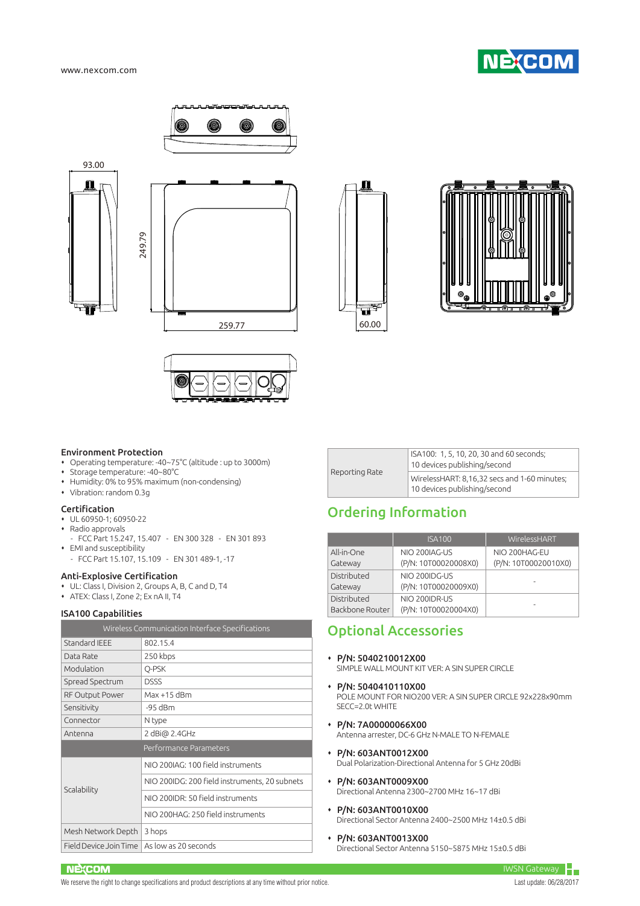93.00

249.79

259.77

60.00

### Environment Protection

- Operating temperature: -40~75°C (altitude : up to 3000m)
- Storage temperature: -40~80°C
- Humidity: 0% to 95% maximum (non-condensing)
- Vibration: random 0.3g

### Certification

- UL 60950-1; 60950-22
- Radio approvals
  - FCC Part 15.247, 15.407 - EN 300 328 - EN 301 893
- EMI and susceptibility
  - FCC Part 15.107, 15.109 - EN 301 489-1, -17

### Anti-Explosive Certification

- UL: Class I, Division 2, Groups A, B, C and D, T4
- ATEX: Class I, Zone 2; Ex nA II, T4

### ISA100 Capabilities

| Wireless Communication Interface Specifications | |
|---|---|
| Standard IEEE | 802.15.4 |
| Data Rate | 250 kbps |
| Modulation | Q-PSK |
| Spread Spectrum | DSSS |
| RF Output Power | Max +15 dBm |
| Sensitivity | -95 dBm |
| Connector | N type |
| Antenna | 2 dBi@ 2.4GHz |
| **Performance Parameters** | |
| Scalability | NIO 200IAG: 100 field instruments |
| | NIO 200IDG: 200 field instruments, 20 subnets |
| | NIO 200IDR: 50 field instruments |
| | NIO 200HAG: 250 field instruments |
| Mesh Network Depth | 3 hops |
| Field Device Join Time | As low as 20 seconds |

| | |
|---|---|
| Reporting Rate | ISA100: 1, 5, 10, 20, 30 and 60 seconds; 10 devices publishing/second |
| | WirelessHART: 8,16,32 secs and 1-60 minutes; 10 devices publishing/second |

## Ordering Information

| | ISA100 | WirelessHART |
|---|---|---|
| All-in-One Gateway | NIO 200IAG-US (P/N: 10T00020008X0) | NIO 200HAG-EU (P/N: 10T00020010X0) |
| Distributed Gateway | NIO 200IDG-US (P/N: 10T00020009X0) | - |
| Distributed Backbone Router | NIO 200IDR-US (P/N: 10T00020004X0) | - |

## Optional Accessories

- **P/N: 5040210012X00**
  SIMPLE WALL MOUNT KIT VER: A SIN SUPER CIRCLE
- **P/N: 5040410110X00**
  POLE MOUNT FOR NIO200 VER: A SIN SUPER CIRCLE 92x228x90mm SECC=2.0t WHITE
- **P/N: 7A00000066X00**
  Antenna arrester, DC-6 GHz N-MALE TO N-FEMALE
- **P/N: 603ANT0012X00**
  Dual Polarization-Directional Antenna for 5 GHz 20dBi
- **P/N: 603ANT0009X00**
  Directional Antenna 2300~2700 MHz 16~17 dBi
- **P/N: 603ANT0010X00**
  Directional Sector Antenna 2400~2500 MHz 14±0.5 dBi
- **P/N: 603ANT0013X00**
  Directional Sector Antenna 5150~5875 MHz 15±0.5 dBi

We reserve the right to change specifications and product descriptions at any time without prior notice.